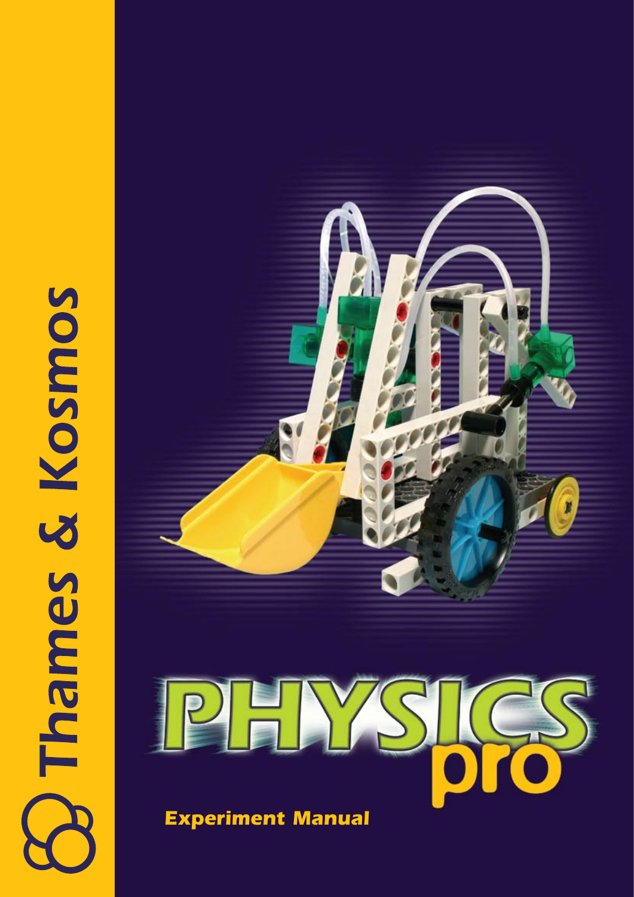Thames & Kosmos

# PHYSICS pro

**Experiment Manual**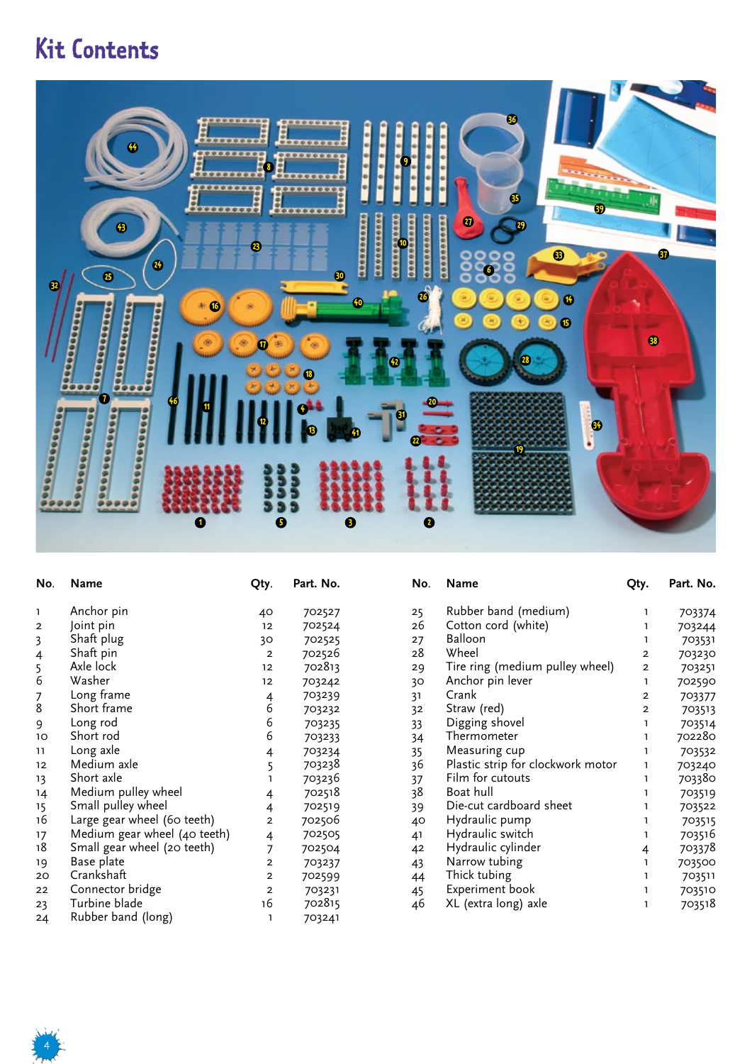# Kit Contents

| No. | Name | Qty. | Part. No. |
|---|---|---|---|
| 1 | Anchor pin | 40 | 702527 |
| 2 | Joint pin | 12 | 702524 |
| 3 | Shaft plug | 30 | 702525 |
| 4 | Shaft pin | 2 | 702526 |
| 5 | Axle lock | 12 | 702813 |
| 6 | Washer | 12 | 703242 |
| 7 | Long frame | 4 | 703239 |
| 8 | Short frame | 6 | 703232 |
| 9 | Long rod | 6 | 703235 |
| 10 | Short rod | 6 | 703233 |
| 11 | Long axle | 4 | 703234 |
| 12 | Medium axle | 5 | 703238 |
| 13 | Short axle | 1 | 703236 |
| 14 | Medium pulley wheel | 4 | 702518 |
| 15 | Small pulley wheel | 4 | 702519 |
| 16 | Large gear wheel (60 teeth) | 2 | 702506 |
| 17 | Medium gear wheel (40 teeth) | 4 | 702505 |
| 18 | Small gear wheel (20 teeth) | 7 | 702504 |
| 19 | Base plate | 2 | 703237 |
| 20 | Crankshaft | 2 | 702599 |
| 22 | Connector bridge | 2 | 703231 |
| 23 | Turbine blade | 16 | 702815 |
| 24 | Rubber band (long) | 1 | 703241 |
| 25 | Rubber band (medium) | 1 | 703374 |
| 26 | Cotton cord (white) | 1 | 703244 |
| 27 | Balloon | 1 | 703531 |
| 28 | Wheel | 2 | 703230 |
| 29 | Tire ring (medium pulley wheel) | 2 | 703251 |
| 30 | Anchor pin lever | 1 | 702590 |
| 31 | Crank | 2 | 703377 |
| 32 | Straw (red) | 2 | 703513 |
| 33 | Digging shovel | 1 | 703514 |
| 34 | Thermometer | 1 | 702280 |
| 35 | Measuring cup | 1 | 703532 |
| 36 | Plastic strip for clockwork motor | 1 | 703240 |
| 37 | Film for cutouts | 1 | 703380 |
| 38 | Boat hull | 1 | 703519 |
| 39 | Die-cut cardboard sheet | 1 | 703522 |
| 40 | Hydraulic pump | 1 | 703515 |
| 41 | Hydraulic switch | 1 | 703516 |
| 42 | Hydraulic cylinder | 4 | 703378 |
| 43 | Narrow tubing | 1 | 703500 |
| 44 | Thick tubing | 1 | 703511 |
| 45 | Experiment book | 1 | 703510 |
| 46 | XL (extra long) axle | 1 | 703518 |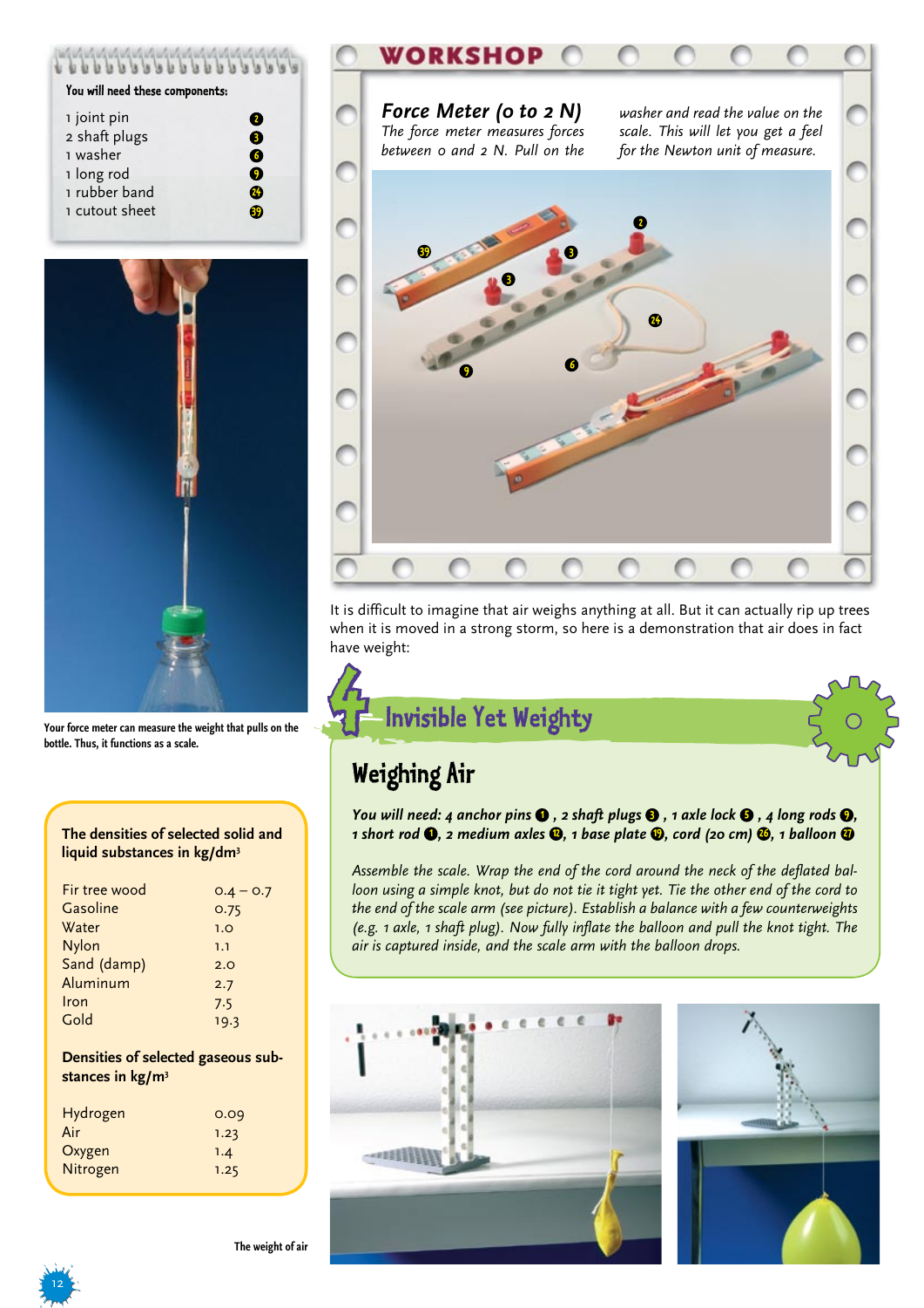You will need these components:

- 1 joint pin 2
- 2 shaft plugs 3
- 1 washer 6
- 1 long rod 9
- 1 rubber band 24
- 1 cutout sheet 39

Your force meter can measure the weight that pulls on the bottle. Thus, it functions as a scale.

## WORKSHOP

### *Force Meter (0 to 2 N)*

*The force meter measures forces between 0 and 2 N. Pull on the washer and read the value on the scale. This will let you get a feel for the Newton unit of measure.*

It is difficult to imagine that air weighs anything at all. But it can actually rip up trees when it is moved in a strong storm, so here is a demonstration that air does in fact have weight:

## 4 Invisible Yet Weighty

### Weighing Air

***You will need:** 4 anchor pins 1, 2 shaft plugs 3, 1 axle lock 5, 4 long rods 9, 1 short rod 1, 2 medium axles 12, 1 base plate 19, cord (20 cm) 26, 1 balloon 27*

*Assemble the scale. Wrap the end of the cord around the neck of the deflated balloon using a simple knot, but do not tie it tight yet. Tie the other end of the cord to the end of the scale arm (see picture). Establish a balance with a few counterweights (e.g. 1 axle, 1 shaft plug). Now fully inflate the balloon and pull the knot tight. The air is captured inside, and the scale arm with the balloon drops.*

**The densities of selected solid and liquid substances in kg/dm³**

| Substance | Density |
|---|---|
| Fir tree wood | 0.4 – 0.7 |
| Gasoline | 0.75 |
| Water | 1.0 |
| Nylon | 1.1 |
| Sand (damp) | 2.0 |
| Aluminum | 2.7 |
| Iron | 7.5 |
| Gold | 19.3 |

**Densities of selected gaseous substances in kg/m³**

| Substance | Density |
|---|---|
| Hydrogen | 0.09 |
| Air | 1.23 |
| Oxygen | 1.4 |
| Nitrogen | 1.25 |

The weight of air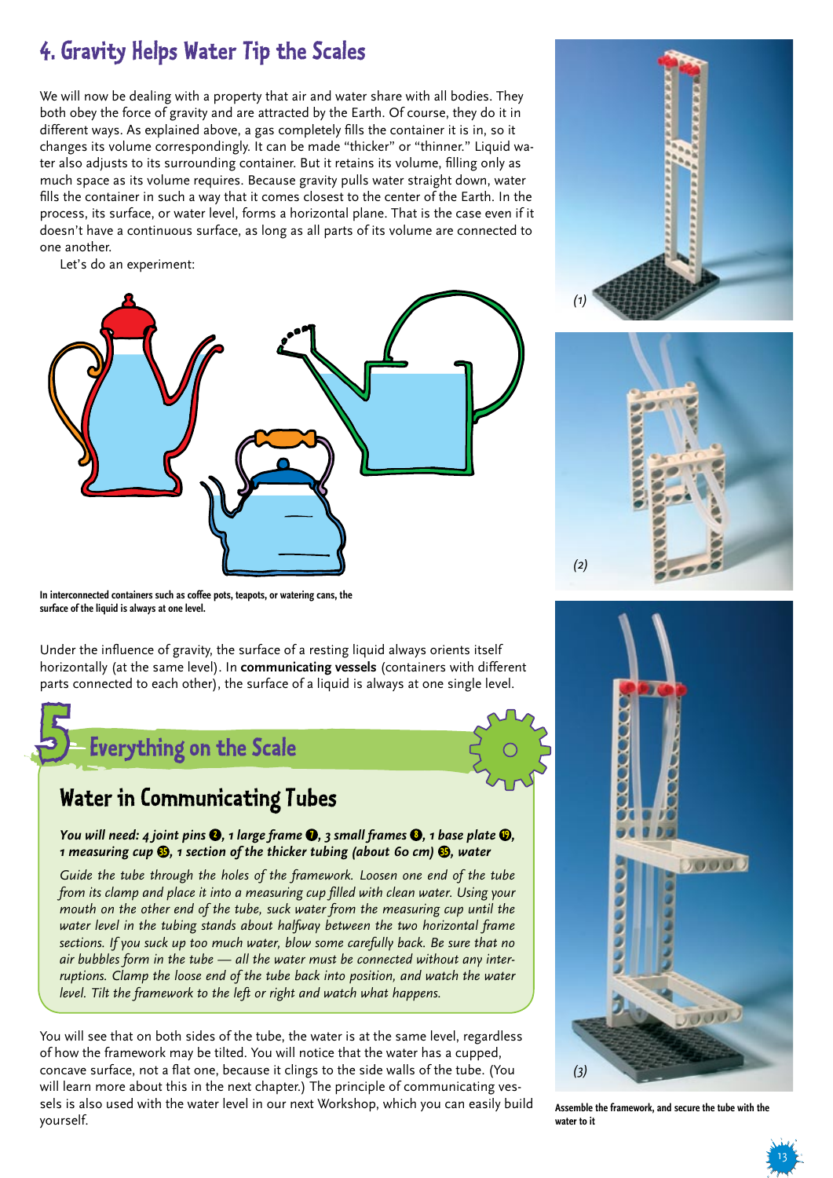## 4. Gravity Helps Water Tip the Scales

We will now be dealing with a property that air and water share with all bodies. They both obey the force of gravity and are attracted by the Earth. Of course, they do it in different ways. As explained above, a gas completely fills the container it is in, so it changes its volume correspondingly. It can be made "thicker" or "thinner." Liquid water also adjusts to its surrounding container. But it retains its volume, filling only as much space as its volume requires. Because gravity pulls water straight down, water fills the container in such a way that it comes closest to the center of the Earth. In the process, its surface, or water level, forms a horizontal plane. That is the case even if it doesn't have a continuous surface, as long as all parts of its volume are connected to one another.

Let's do an experiment:

**In interconnected containers such as coffee pots, teapots, or watering cans, the surface of the liquid is always at one level.**

Under the influence of gravity, the surface of a resting liquid always orients itself horizontally (at the same level). In **communicating vessels** (containers with different parts connected to each other), the surface of a liquid is always at one single level.

# 5 Everything on the Scale

## Water in Communicating Tubes

***You will need:** 4 joint pins ❷, 1 large frame ❼, 3 small frames ❽, 1 base plate ⓳, 1 measuring cup ㉟, 1 section of the thicker tubing (about 60 cm) ㉟, water*

*Guide the tube through the holes of the framework. Loosen one end of the tube from its clamp and place it into a measuring cup filled with clean water. Using your mouth on the other end of the tube, suck water from the measuring cup until the water level in the tubing stands about halfway between the two horizontal frame sections. If you suck up too much water, blow some carefully back. Be sure that no air bubbles form in the tube — all the water must be connected without any interruptions. Clamp the loose end of the tube back into position, and watch the water level. Tilt the framework to the left or right and watch what happens.*

You will see that on both sides of the tube, the water is at the same level, regardless of how the framework may be tilted. You will notice that the water has a cupped, concave surface, not a flat one, because it clings to the side walls of the tube. (You will learn more about this in the next chapter.) The principle of communicating vessels is also used with the water level in our next Workshop, which you can easily build yourself.

(1)

(2)

(3)

**Assemble the framework, and secure the tube with the water to it**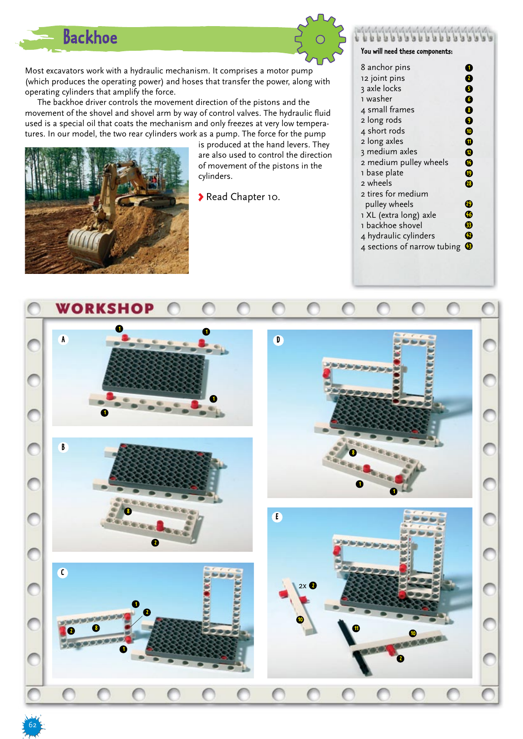# Backhoe

Most excavators work with a hydraulic mechanism. It comprises a motor pump (which produces the operating power) and hoses that transfer the power, along with operating cylinders that amplify the force.

The backhoe driver controls the movement direction of the pistons and the movement of the shovel and shovel arm by way of control valves. The hydraulic fluid used is a special oil that coats the mechanism and only freezes at very low temperatures. In our model, the two rear cylinders work as a pump. The force for the pump is produced at the hand levers. They are also used to control the direction of movement of the pistons in the cylinders.

› Read Chapter 10.

**You will need these components:**

| Component | No. |
|---|---|
| 8 anchor pins | 1 |
| 12 joint pins | 2 |
| 3 axle locks | 5 |
| 1 washer | 6 |
| 4 small frames | 8 |
| 2 long rods | 9 |
| 4 short rods | 10 |
| 2 long axles | 11 |
| 3 medium axles | 12 |
| 2 medium pulley wheels | 14 |
| 1 base plate | 19 |
| 2 wheels | 28 |
| 2 tires for medium pulley wheels | 29 |
| 1 XL (extra long) axle | 46 |
| 1 backhoe shovel | 33 |
| 4 hydraulic cylinders | 42 |
| 4 sections of narrow tubing | 43 |

## WORKSHOP

A

B

C

D

E

2x 2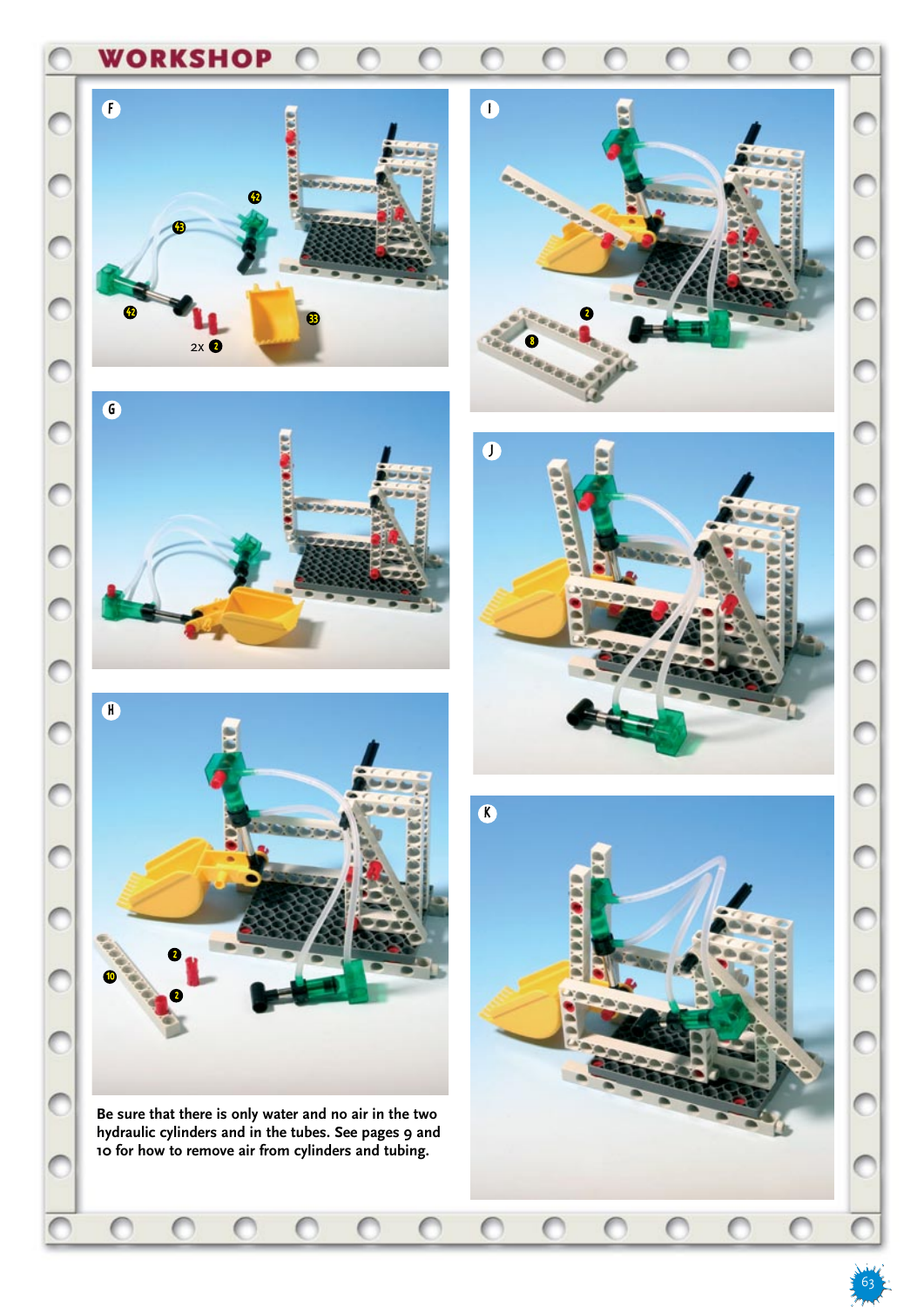# WORKSHOP

F

42

43

42

2x 2

33

G

H

2

10

2

Be sure that there is only water and no air in the two hydraulic cylinders and in the tubes. See pages 9 and 10 for how to remove air from cylinders and tubing.

I

2

8

J

K